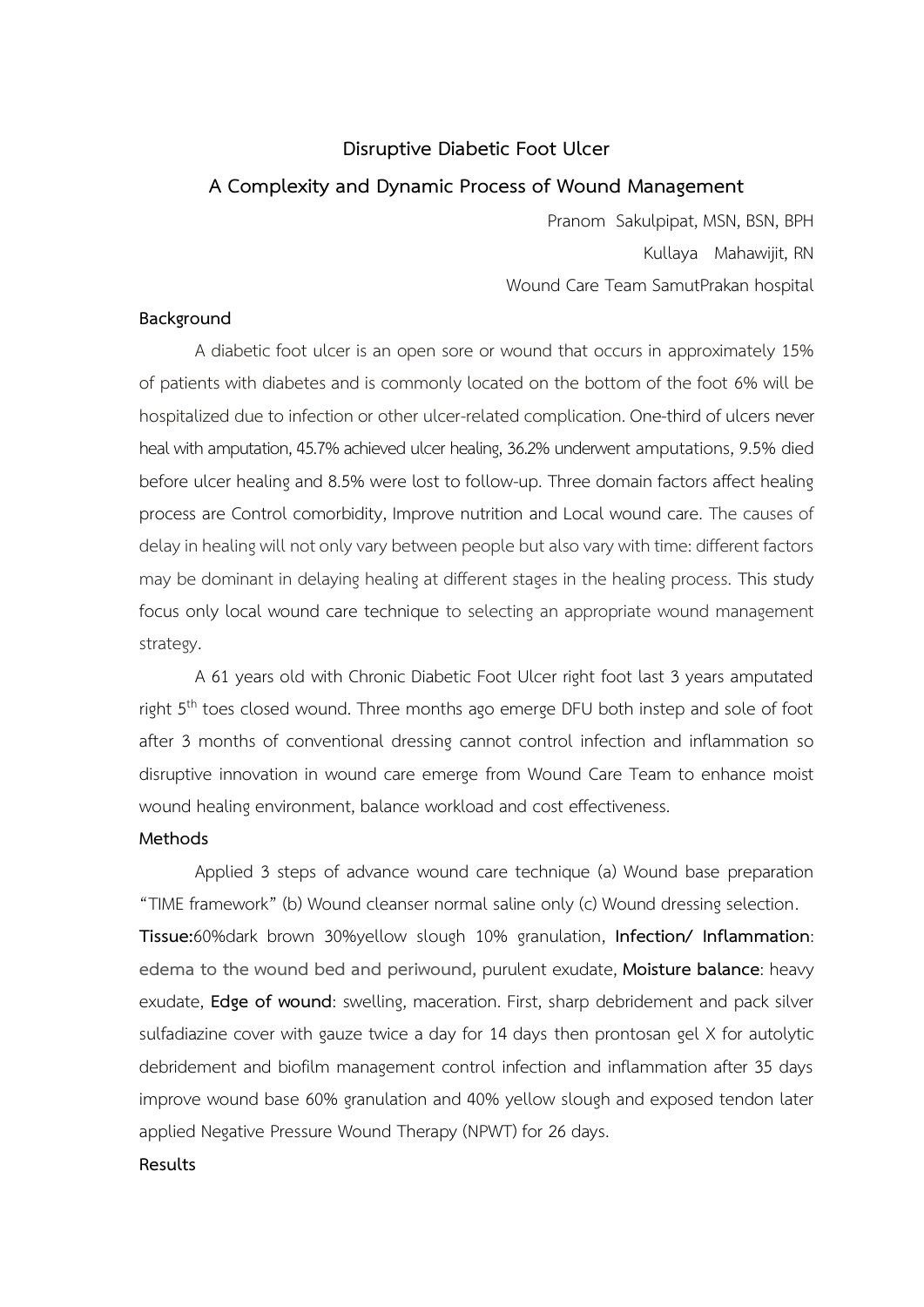# Disruptive Diabetic Foot Ulcer

## A Complexity and Dynamic Process of Wound Management

Pranom Sakulpipat, MSN, BSN, BPH

Kullaya Mahawijit, RN

Wound Care Team SamutPrakan hospital

### Background

A diabetic foot ulcer is an open sore or wound that occurs in approximately 15% of patients with diabetes and is commonly located on the bottom of the foot 6% will be hospitalized due to infection or other ulcer-related complication. One-third of ulcers never heal with amputation, 45.7% achieved ulcer healing, 36.2% underwent amputations, 9.5% died before ulcer healing and 8.5% were lost to follow-up. Three domain factors affect healing process are Control comorbidity, Improve nutrition and Local wound care. The causes of delay in healing will not only vary between people but also vary with time: different factors may be dominant in delaying healing at different stages in the healing process. This study focus only local wound care technique to selecting an appropriate wound management strategy.

A 61 years old with Chronic Diabetic Foot Ulcer right foot last 3 years amputated right 5$^{th}$ toes closed wound. Three months ago emerge DFU both instep and sole of foot after 3 months of conventional dressing cannot control infection and inflammation so disruptive innovation in wound care emerge from Wound Care Team to enhance moist wound healing environment, balance workload and cost effectiveness.

### Methods

Applied 3 steps of advance wound care technique (a) Wound base preparation "TIME framework" (b) Wound cleanser normal saline only (c) Wound dressing selection. **Tissue:** 60%dark brown 30%yellow slough 10% granulation, **Infection/ Inflammation**: edema to the wound bed and periwound, purulent exudate, **Moisture balance**: heavy exudate, **Edge of wound**: swelling, maceration. First, sharp debridement and pack silver sulfadiazine cover with gauze twice a day for 14 days then prontosan gel X for autolytic debridement and biofilm management control infection and inflammation after 35 days improve wound base 60% granulation and 40% yellow slough and exposed tendon later applied Negative Pressure Wound Therapy (NPWT) for 26 days.

### Results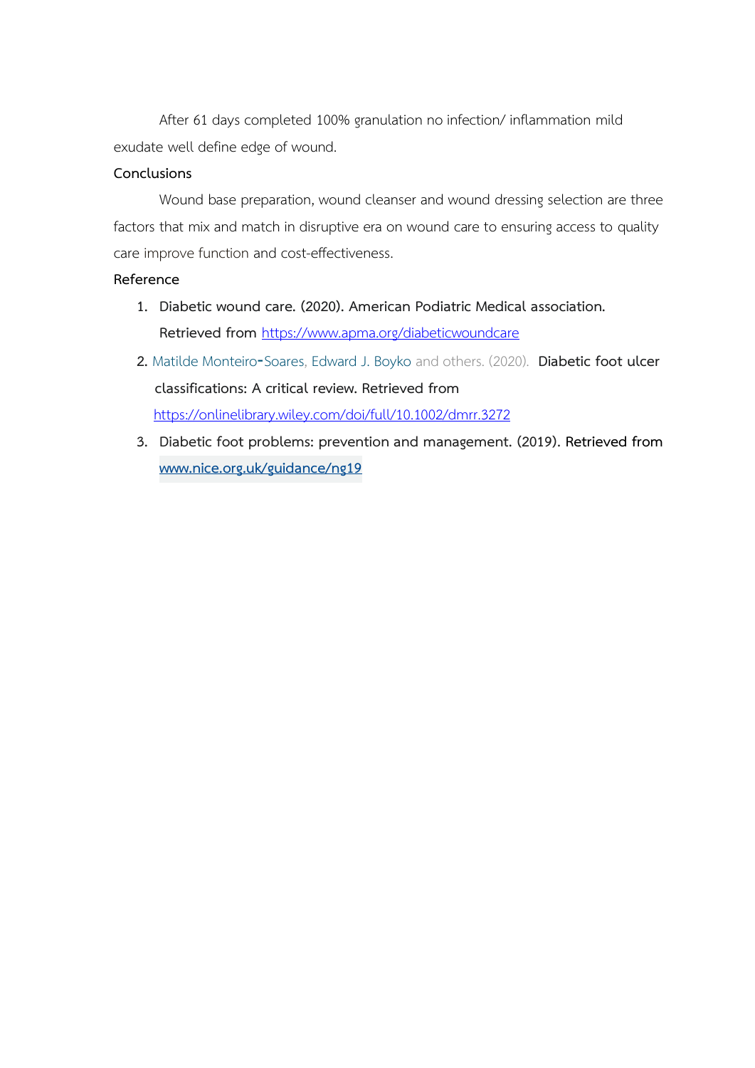After 61 days completed 100% granulation no infection/ inflammation mild exudate well define edge of wound.

**Conclusions**

Wound base preparation, wound cleanser and wound dressing selection are three factors that mix and match in disruptive era on wound care to ensuring access to quality care improve function and cost-effectiveness.

**Reference**

1. **Diabetic wound care. (2020). American Podiatric Medical association. Retrieved from** https://www.apma.org/diabeticwoundcare
2. Matilde Monteiro-Soares, Edward J. Boyko and others. (2020). **Diabetic foot ulcer classifications: A critical review. Retrieved from** https://onlinelibrary.wiley.com/doi/full/10.1002/dmrr.3272
3. Diabetic foot problems: prevention and management. (2019). **Retrieved from** **www.nice.org.uk/guidance/ng19**